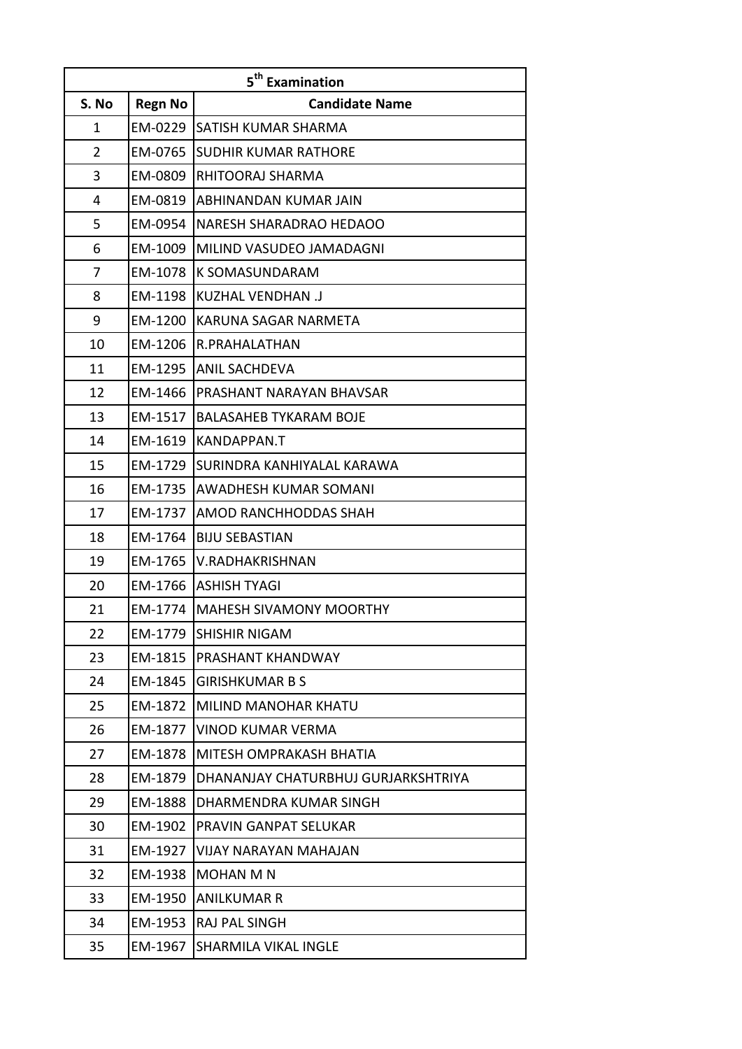| 5th Examination | | |
|---|---|---|
| **S. No** | **Regn No** | **Candidate Name** |
| 1 | EM-0229 | SATISH KUMAR SHARMA |
| 2 | EM-0765 | SUDHIR KUMAR RATHORE |
| 3 | EM-0809 | RHITOORAJ SHARMA |
| 4 | EM-0819 | ABHINANDAN KUMAR JAIN |
| 5 | EM-0954 | NARESH SHARADRAO HEDAOO |
| 6 | EM-1009 | MILIND VASUDEO JAMADAGNI |
| 7 | EM-1078 | K SOMASUNDARAM |
| 8 | EM-1198 | KUZHAL VENDHAN .J |
| 9 | EM-1200 | KARUNA SAGAR NARMETA |
| 10 | EM-1206 | R.PRAHALATHAN |
| 11 | EM-1295 | ANIL SACHDEVA |
| 12 | EM-1466 | PRASHANT NARAYAN BHAVSAR |
| 13 | EM-1517 | BALASAHEB TYKARAM BOJE |
| 14 | EM-1619 | KANDAPPAN.T |
| 15 | EM-1729 | SURINDRA KANHIYALAL KARAWA |
| 16 | EM-1735 | AWADHESH KUMAR SOMANI |
| 17 | EM-1737 | AMOD RANCHHODDAS SHAH |
| 18 | EM-1764 | BIJU SEBASTIAN |
| 19 | EM-1765 | V.RADHAKRISHNAN |
| 20 | EM-1766 | ASHISH TYAGI |
| 21 | EM-1774 | MAHESH SIVAMONY MOORTHY |
| 22 | EM-1779 | SHISHIR NIGAM |
| 23 | EM-1815 | PRASHANT KHANDWAY |
| 24 | EM-1845 | GIRISHKUMAR B S |
| 25 | EM-1872 | MILIND MANOHAR KHATU |
| 26 | EM-1877 | VINOD KUMAR VERMA |
| 27 | EM-1878 | MITESH OMPRAKASH BHATIA |
| 28 | EM-1879 | DHANANJAY CHATURBHUJ GURJARKSHTRIYA |
| 29 | EM-1888 | DHARMENDRA KUMAR SINGH |
| 30 | EM-1902 | PRAVIN GANPAT SELUKAR |
| 31 | EM-1927 | VIJAY NARAYAN MAHAJAN |
| 32 | EM-1938 | MOHAN M N |
| 33 | EM-1950 | ANILKUMAR R |
| 34 | EM-1953 | RAJ PAL SINGH |
| 35 | EM-1967 | SHARMILA VIKAL INGLE |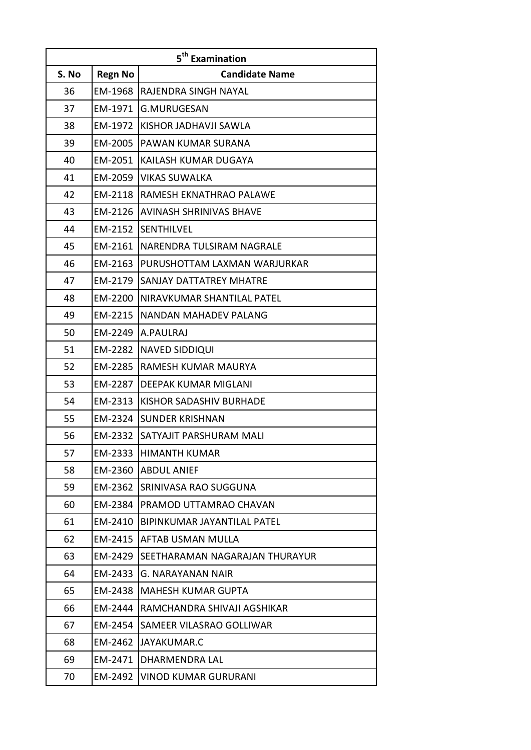| 5$^{th}$ Examination | | |
|---|---|---|
| **S. No** | **Regn No** | **Candidate Name** |
| 36 | EM-1968 | RAJENDRA SINGH NAYAL |
| 37 | EM-1971 | G.MURUGESAN |
| 38 | EM-1972 | KISHOR JADHAVJI SAWLA |
| 39 | EM-2005 | PAWAN KUMAR SURANA |
| 40 | EM-2051 | KAILASH KUMAR DUGAYA |
| 41 | EM-2059 | VIKAS SUWALKA |
| 42 | EM-2118 | RAMESH EKNATHRAO PALAWE |
| 43 | EM-2126 | AVINASH SHRINIVAS BHAVE |
| 44 | EM-2152 | SENTHILVEL |
| 45 | EM-2161 | NARENDRA TULSIRAM NAGRALE |
| 46 | EM-2163 | PURUSHOTTAM LAXMAN WARJURKAR |
| 47 | EM-2179 | SANJAY DATTATREY MHATRE |
| 48 | EM-2200 | NIRAVKUMAR SHANTILAL PATEL |
| 49 | EM-2215 | NANDAN MAHADEV PALANG |
| 50 | EM-2249 | A.PAULRAJ |
| 51 | EM-2282 | NAVED SIDDIQUI |
| 52 | EM-2285 | RAMESH KUMAR MAURYA |
| 53 | EM-2287 | DEEPAK KUMAR MIGLANI |
| 54 | EM-2313 | KISHOR SADASHIV BURHADE |
| 55 | EM-2324 | SUNDER KRISHNAN |
| 56 | EM-2332 | SATYAJIT PARSHURAM MALI |
| 57 | EM-2333 | HIMANTH KUMAR |
| 58 | EM-2360 | ABDUL ANIEF |
| 59 | EM-2362 | SRINIVASA RAO SUGGUNA |
| 60 | EM-2384 | PRAMOD UTTAMRAO CHAVAN |
| 61 | EM-2410 | BIPINKUMAR JAYANTILAL PATEL |
| 62 | EM-2415 | AFTAB USMAN MULLA |
| 63 | EM-2429 | SEETHARAMAN NAGARAJAN THURAYUR |
| 64 | EM-2433 | G. NARAYANAN NAIR |
| 65 | EM-2438 | MAHESH KUMAR GUPTA |
| 66 | EM-2444 | RAMCHANDRA SHIVAJI AGSHIKAR |
| 67 | EM-2454 | SAMEER VILASRAO GOLLIWAR |
| 68 | EM-2462 | JAYAKUMAR.C |
| 69 | EM-2471 | DHARMENDRA LAL |
| 70 | EM-2492 | VINOD KUMAR GURURANI |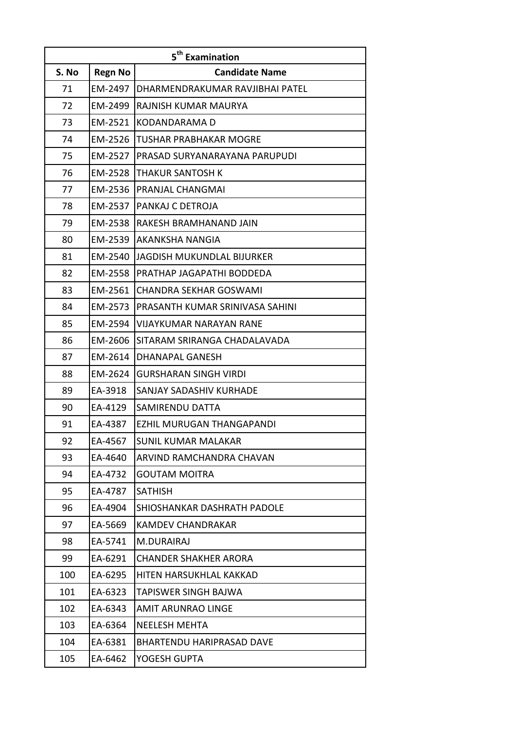| 5th Examination | | |
|---|---|---|
| S. No | Regn No | Candidate Name |
| 71 | EM-2497 | DHARMENDRAKUMAR RAVJIBHAI PATEL |
| 72 | EM-2499 | RAJNISH KUMAR MAURYA |
| 73 | EM-2521 | KODANDARAMA D |
| 74 | EM-2526 | TUSHAR PRABHAKAR MOGRE |
| 75 | EM-2527 | PRASAD SURYANARAYANA PARUPUDI |
| 76 | EM-2528 | THAKUR SANTOSH K |
| 77 | EM-2536 | PRANJAL CHANGMAI |
| 78 | EM-2537 | PANKAJ C DETROJA |
| 79 | EM-2538 | RAKESH BRAMHANAND JAIN |
| 80 | EM-2539 | AKANKSHA NANGIA |
| 81 | EM-2540 | JAGDISH MUKUNDLAL BIJURKER |
| 82 | EM-2558 | PRATHAP JAGAPATHI BODDEDA |
| 83 | EM-2561 | CHANDRA SEKHAR GOSWAMI |
| 84 | EM-2573 | PRASANTH KUMAR SRINIVASA SAHINI |
| 85 | EM-2594 | VIJAYKUMAR NARAYAN RANE |
| 86 | EM-2606 | SITARAM SRIRANGA CHADALAVADA |
| 87 | EM-2614 | DHANAPAL GANESH |
| 88 | EM-2624 | GURSHARAN SINGH VIRDI |
| 89 | EA-3918 | SANJAY SADASHIV KURHADE |
| 90 | EA-4129 | SAMIRENDU DATTA |
| 91 | EA-4387 | EZHIL MURUGAN THANGAPANDI |
| 92 | EA-4567 | SUNIL KUMAR MALAKAR |
| 93 | EA-4640 | ARVIND RAMCHANDRA CHAVAN |
| 94 | EA-4732 | GOUTAM MOITRA |
| 95 | EA-4787 | SATHISH |
| 96 | EA-4904 | SHIOSHANKAR DASHRATH PADOLE |
| 97 | EA-5669 | KAMDEV CHANDRAKAR |
| 98 | EA-5741 | M.DURAIRAJ |
| 99 | EA-6291 | CHANDER SHAKHER ARORA |
| 100 | EA-6295 | HITEN HARSUKHLAL KAKKAD |
| 101 | EA-6323 | TAPISWER SINGH BAJWA |
| 102 | EA-6343 | AMIT ARUNRAO LINGE |
| 103 | EA-6364 | NEELESH MEHTA |
| 104 | EA-6381 | BHARTENDU HARIPRASAD DAVE |
| 105 | EA-6462 | YOGESH GUPTA |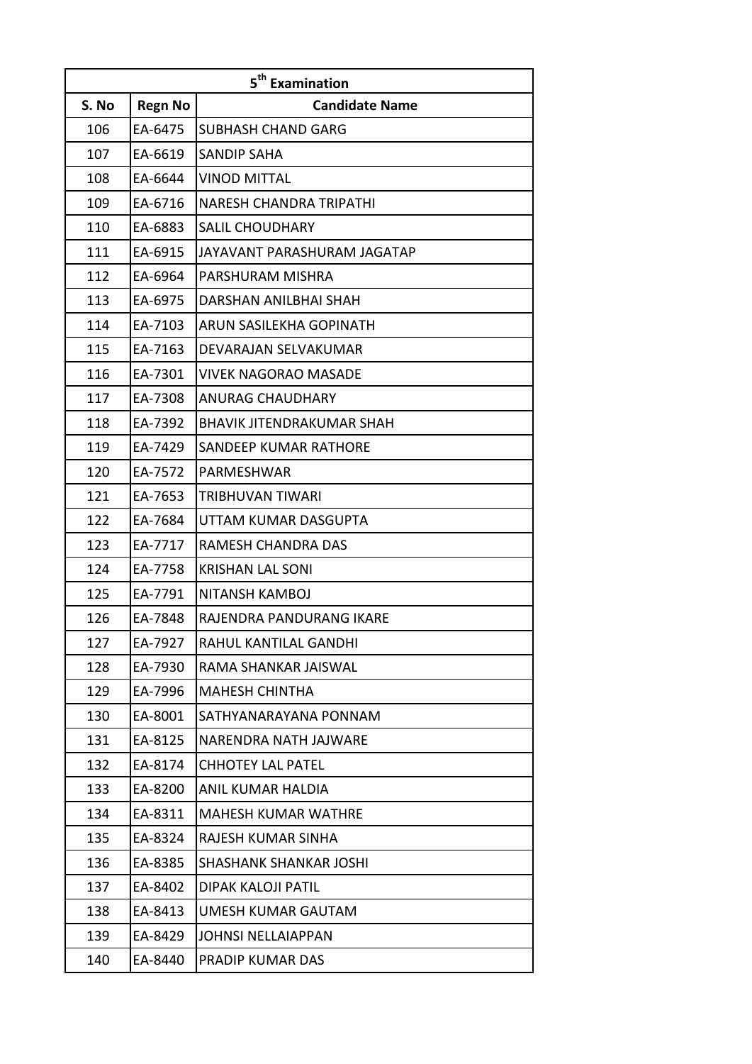| 5th Examination | | |
|---|---|---|
| S. No | Regn No | Candidate Name |
| 106 | EA-6475 | SUBHASH CHAND GARG |
| 107 | EA-6619 | SANDIP SAHA |
| 108 | EA-6644 | VINOD MITTAL |
| 109 | EA-6716 | NARESH CHANDRA TRIPATHI |
| 110 | EA-6883 | SALIL CHOUDHARY |
| 111 | EA-6915 | JAYAVANT PARASHURAM JAGATAP |
| 112 | EA-6964 | PARSHURAM MISHRA |
| 113 | EA-6975 | DARSHAN ANILBHAI SHAH |
| 114 | EA-7103 | ARUN SASILEKHA GOPINATH |
| 115 | EA-7163 | DEVARAJAN SELVAKUMAR |
| 116 | EA-7301 | VIVEK NAGORAO MASADE |
| 117 | EA-7308 | ANURAG CHAUDHARY |
| 118 | EA-7392 | BHAVIK JITENDRAKUMAR SHAH |
| 119 | EA-7429 | SANDEEP KUMAR RATHORE |
| 120 | EA-7572 | PARMESHWAR |
| 121 | EA-7653 | TRIBHUVAN TIWARI |
| 122 | EA-7684 | UTTAM KUMAR DASGUPTA |
| 123 | EA-7717 | RAMESH CHANDRA DAS |
| 124 | EA-7758 | KRISHAN LAL SONI |
| 125 | EA-7791 | NITANSH KAMBOJ |
| 126 | EA-7848 | RAJENDRA PANDURANG IKARE |
| 127 | EA-7927 | RAHUL KANTILAL GANDHI |
| 128 | EA-7930 | RAMA SHANKAR JAISWAL |
| 129 | EA-7996 | MAHESH CHINTHA |
| 130 | EA-8001 | SATHYANARAYANA PONNAM |
| 131 | EA-8125 | NARENDRA NATH JAJWARE |
| 132 | EA-8174 | CHHOTEY LAL PATEL |
| 133 | EA-8200 | ANIL KUMAR HALDIA |
| 134 | EA-8311 | MAHESH KUMAR WATHRE |
| 135 | EA-8324 | RAJESH KUMAR SINHA |
| 136 | EA-8385 | SHASHANK SHANKAR JOSHI |
| 137 | EA-8402 | DIPAK KALOJI PATIL |
| 138 | EA-8413 | UMESH KUMAR GAUTAM |
| 139 | EA-8429 | JOHNSI NELLAIAPPAN |
| 140 | EA-8440 | PRADIP KUMAR DAS |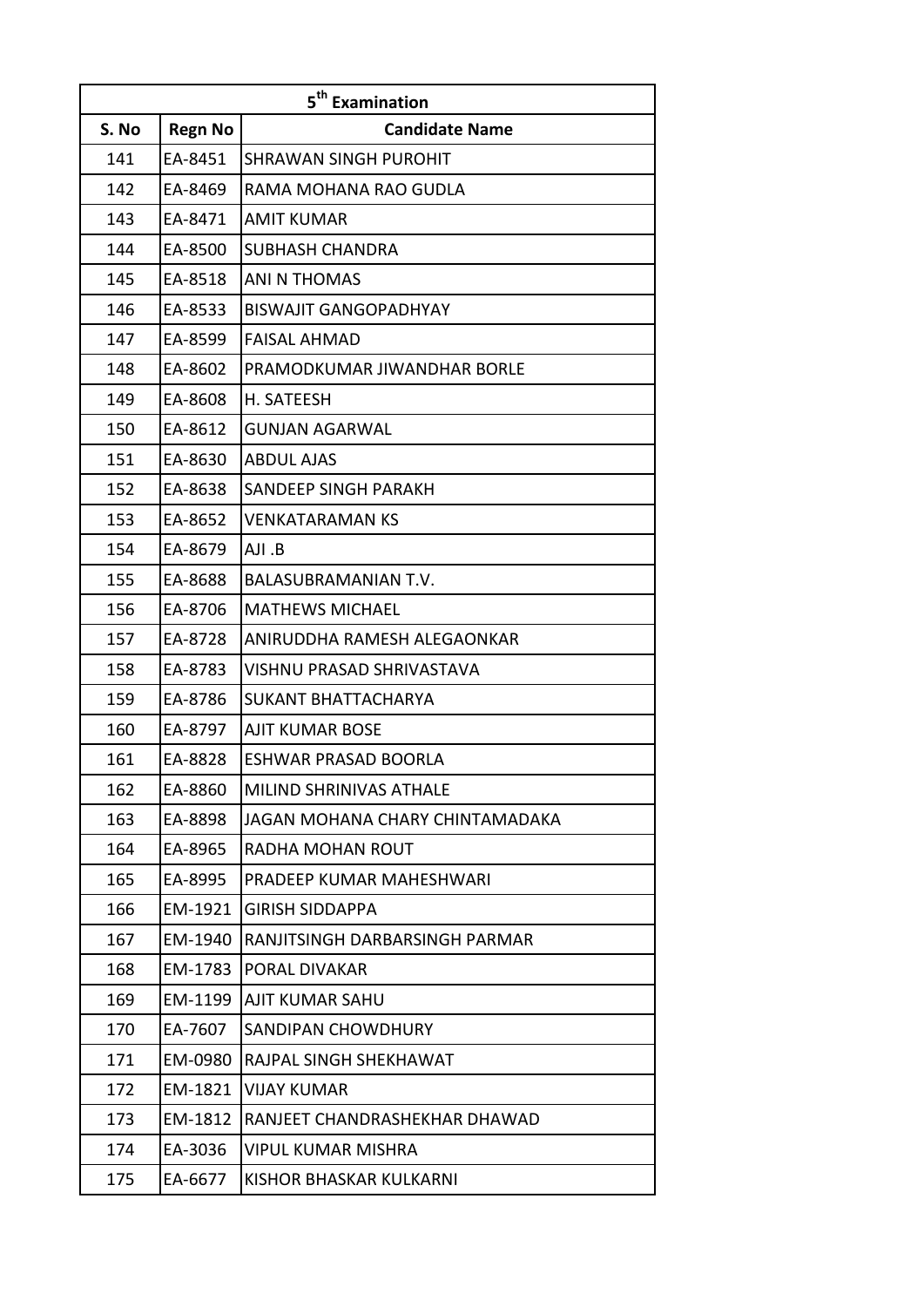| 5th Examination | | |
|---|---|---|
| **S. No** | **Regn No** | **Candidate Name** |
| 141 | EA-8451 | SHRAWAN SINGH PUROHIT |
| 142 | EA-8469 | RAMA MOHANA RAO GUDLA |
| 143 | EA-8471 | AMIT KUMAR |
| 144 | EA-8500 | SUBHASH CHANDRA |
| 145 | EA-8518 | ANI N THOMAS |
| 146 | EA-8533 | BISWAJIT GANGOPADHYAY |
| 147 | EA-8599 | FAISAL AHMAD |
| 148 | EA-8602 | PRAMODKUMAR JIWANDHAR BORLE |
| 149 | EA-8608 | H. SATEESH |
| 150 | EA-8612 | GUNJAN AGARWAL |
| 151 | EA-8630 | ABDUL AJAS |
| 152 | EA-8638 | SANDEEP SINGH PARAKH |
| 153 | EA-8652 | VENKATARAMAN KS |
| 154 | EA-8679 | AJI .B |
| 155 | EA-8688 | BALASUBRAMANIAN T.V. |
| 156 | EA-8706 | MATHEWS MICHAEL |
| 157 | EA-8728 | ANIRUDDHA RAMESH ALEGAONKAR |
| 158 | EA-8783 | VISHNU PRASAD SHRIVASTAVA |
| 159 | EA-8786 | SUKANT BHATTACHARYA |
| 160 | EA-8797 | AJIT KUMAR BOSE |
| 161 | EA-8828 | ESHWAR PRASAD BOORLA |
| 162 | EA-8860 | MILIND SHRINIVAS ATHALE |
| 163 | EA-8898 | JAGAN MOHANA CHARY CHINTAMADAKA |
| 164 | EA-8965 | RADHA MOHAN ROUT |
| 165 | EA-8995 | PRADEEP KUMAR MAHESHWARI |
| 166 | EM-1921 | GIRISH SIDDAPPA |
| 167 | EM-1940 | RANJITSINGH DARBARSINGH PARMAR |
| 168 | EM-1783 | PORAL DIVAKAR |
| 169 | EM-1199 | AJIT KUMAR SAHU |
| 170 | EA-7607 | SANDIPAN CHOWDHURY |
| 171 | EM-0980 | RAJPAL SINGH SHEKHAWAT |
| 172 | EM-1821 | VIJAY KUMAR |
| 173 | EM-1812 | RANJEET CHANDRASHEKHAR DHAWAD |
| 174 | EA-3036 | VIPUL KUMAR MISHRA |
| 175 | EA-6677 | KISHOR BHASKAR KULKARNI |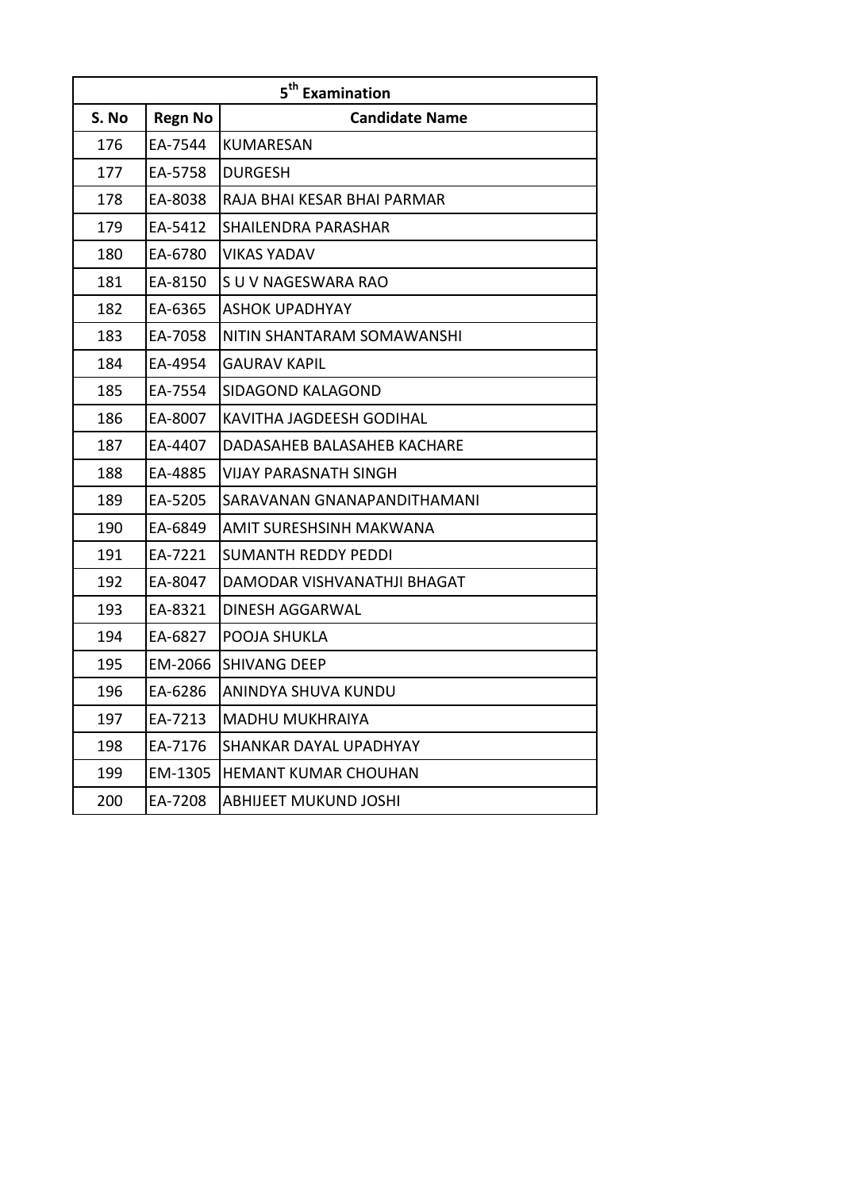| 5th Examination | | |
|---|---|---|
| **S. No** | **Regn No** | **Candidate Name** |
| 176 | EA-7544 | KUMARESAN |
| 177 | EA-5758 | DURGESH |
| 178 | EA-8038 | RAJA BHAI KESAR BHAI PARMAR |
| 179 | EA-5412 | SHAILENDRA PARASHAR |
| 180 | EA-6780 | VIKAS YADAV |
| 181 | EA-8150 | S U V NAGESWARA RAO |
| 182 | EA-6365 | ASHOK UPADHYAY |
| 183 | EA-7058 | NITIN SHANTARAM SOMAWANSHI |
| 184 | EA-4954 | GAURAV KAPIL |
| 185 | EA-7554 | SIDAGOND KALAGOND |
| 186 | EA-8007 | KAVITHA JAGDEESH GODIHAL |
| 187 | EA-4407 | DADASAHEB BALASAHEB KACHARE |
| 188 | EA-4885 | VIJAY PARASNATH SINGH |
| 189 | EA-5205 | SARAVANAN GNANAPANDITHAMANI |
| 190 | EA-6849 | AMIT SURESHSINH MAKWANA |
| 191 | EA-7221 | SUMANTH REDDY PEDDI |
| 192 | EA-8047 | DAMODAR VISHVANATHJI BHAGAT |
| 193 | EA-8321 | DINESH AGGARWAL |
| 194 | EA-6827 | POOJA SHUKLA |
| 195 | EM-2066 | SHIVANG DEEP |
| 196 | EA-6286 | ANINDYA SHUVA KUNDU |
| 197 | EA-7213 | MADHU MUKHRAIYA |
| 198 | EA-7176 | SHANKAR DAYAL UPADHYAY |
| 199 | EM-1305 | HEMANT KUMAR CHOUHAN |
| 200 | EA-7208 | ABHIJEET MUKUND JOSHI |